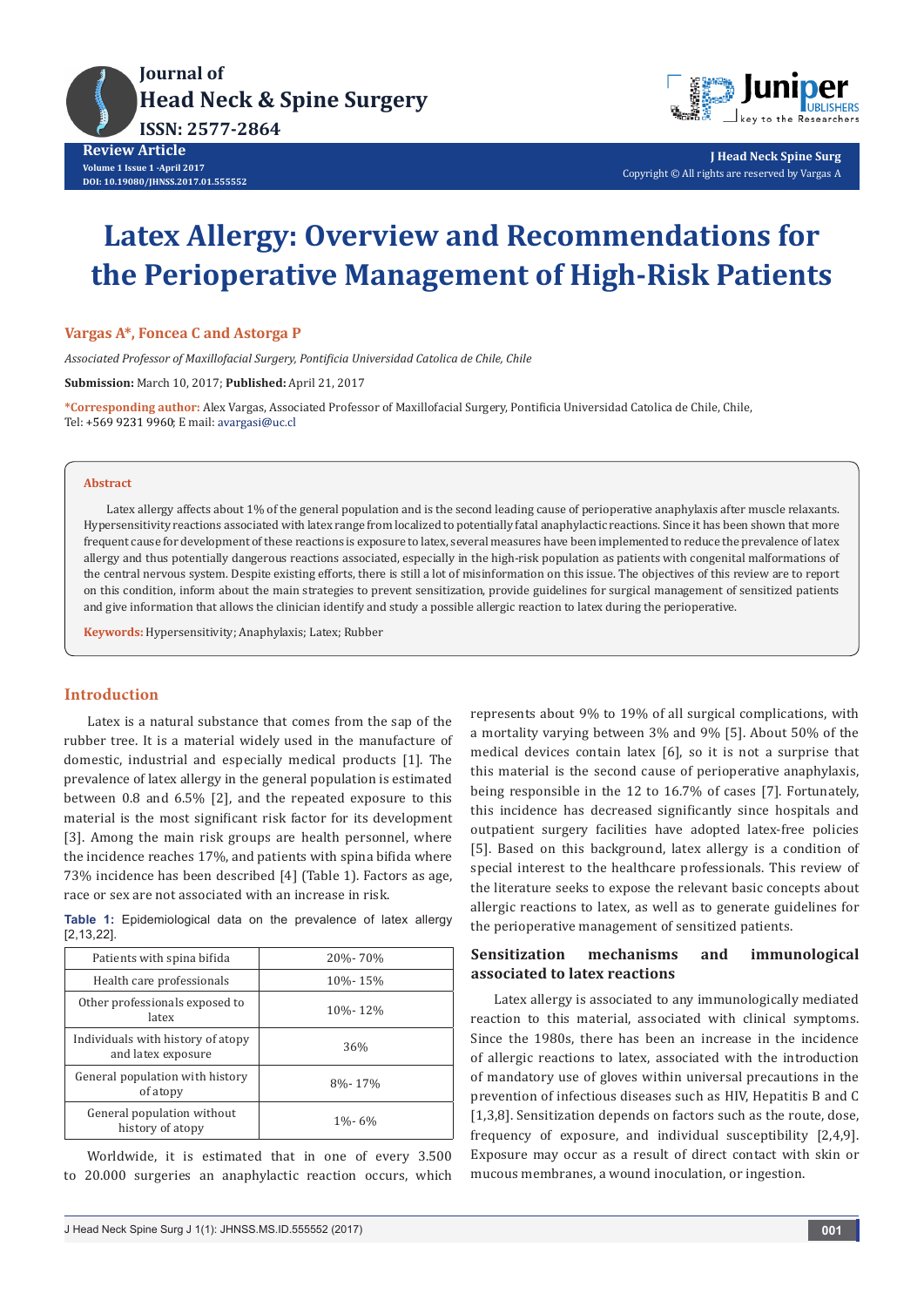# Latex Allergy: Overview and Recommendations for the Perioperative Management of High-Risk Patients

**Vargas A*, Foncea C and Astorga P**

*Associated Professor of Maxillofacial Surgery, Pontificia Universidad Catolica de Chile, Chile*

**Submission:** March 10, 2017; **Published:** April 21, 2017

**\*Corresponding author:** Alex Vargas, Associated Professor of Maxillofacial Surgery, Pontificia Universidad Catolica de Chile, Chile, Tel: +569 9231 9960; E mail: avargasi@uc.cl

## Abstract

Latex allergy affects about 1% of the general population and is the second leading cause of perioperative anaphylaxis after muscle relaxants. Hypersensitivity reactions associated with latex range from localized to potentially fatal anaphylactic reactions. Since it has been shown that more frequent cause for development of these reactions is exposure to latex, several measures have been implemented to reduce the prevalence of latex allergy and thus potentially dangerous reactions associated, especially in the high-risk population as patients with congenital malformations of the central nervous system. Despite existing efforts, there is still a lot of misinformation on this issue. The objectives of this review are to report on this condition, inform about the main strategies to prevent sensitization, provide guidelines for surgical management of sensitized patients and give information that allows the clinician identify and study a possible allergic reaction to latex during the perioperative.

**Keywords:** Hypersensitivity; Anaphylaxis; Latex; Rubber

## Introduction

Latex is a natural substance that comes from the sap of the rubber tree. It is a material widely used in the manufacture of domestic, industrial and especially medical products [1]. The prevalence of latex allergy in the general population is estimated between 0.8 and 6.5% [2], and the repeated exposure to this material is the most significant risk factor for its development [3]. Among the main risk groups are health personnel, where the incidence reaches 17%, and patients with spina bifida where 73% incidence has been described [4] (Table 1). Factors as age, race or sex are not associated with an increase in risk.

**Table 1:** Epidemiological data on the prevalence of latex allergy [2,13,22].

| | |
|---|---|
| Patients with spina bifida | 20%- 70% |
| Health care professionals | 10%- 15% |
| Other professionals exposed to latex | 10%- 12% |
| Individuals with history of atopy and latex exposure | 36% |
| General population with history of atopy | 8%- 17% |
| General population without history of atopy | 1%- 6% |

Worldwide, it is estimated that in one of every 3.500 to 20.000 surgeries an anaphylactic reaction occurs, which represents about 9% to 19% of all surgical complications, with a mortality varying between 3% and 9% [5]. About 50% of the medical devices contain latex [6], so it is not a surprise that this material is the second cause of perioperative anaphylaxis, being responsible in the 12 to 16.7% of cases [7]. Fortunately, this incidence has decreased significantly since hospitals and outpatient surgery facilities have adopted latex-free policies [5]. Based on this background, latex allergy is a condition of special interest to the healthcare professionals. This review of the literature seeks to expose the relevant basic concepts about allergic reactions to latex, as well as to generate guidelines for the perioperative management of sensitized patients.

## Sensitization mechanisms and immunological associated to latex reactions

Latex allergy is associated to any immunologically mediated reaction to this material, associated with clinical symptoms. Since the 1980s, there has been an increase in the incidence of allergic reactions to latex, associated with the introduction of mandatory use of gloves within universal precautions in the prevention of infectious diseases such as HIV, Hepatitis B and C [1,3,8]. Sensitization depends on factors such as the route, dose, frequency of exposure, and individual susceptibility [2,4,9]. Exposure may occur as a result of direct contact with skin or mucous membranes, a wound inoculation, or ingestion.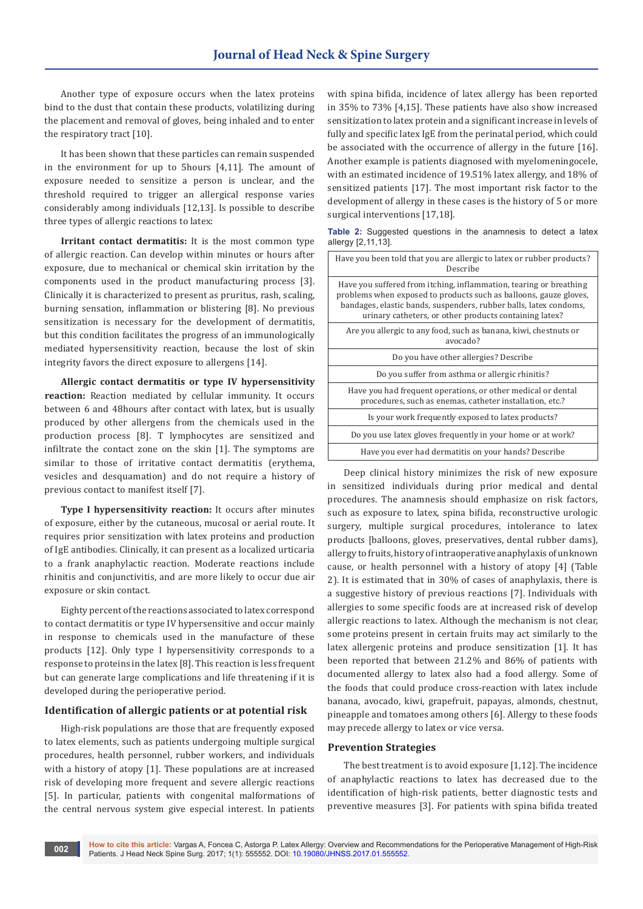Another type of exposure occurs when the latex proteins bind to the dust that contain these products, volatilizing during the placement and removal of gloves, being inhaled and to enter the respiratory tract [10].

It has been shown that these particles can remain suspended in the environment for up to 5hours [4,11]. The amount of exposure needed to sensitize a person is unclear, and the threshold required to trigger an allergical response varies considerably among individuals [12,13]. Is possible to describe three types of allergic reactions to latex:

**Irritant contact dermatitis:** It is the most common type of allergic reaction. Can develop within minutes or hours after exposure, due to mechanical or chemical skin irritation by the components used in the product manufacturing process [3]. Clinically it is characterized to present as pruritus, rash, scaling, burning sensation, inflammation or blistering [8]. No previous sensitization is necessary for the development of dermatitis, but this condition facilitates the progress of an immunologically mediated hypersensitivity reaction, because the lost of skin integrity favors the direct exposure to allergens [14].

**Allergic contact dermatitis or type IV hypersensitivity reaction:** Reaction mediated by cellular immunity. It occurs between 6 and 48hours after contact with latex, but is usually produced by other allergens from the chemicals used in the production process [8]. T lymphocytes are sensitized and infiltrate the contact zone on the skin [1]. The symptoms are similar to those of irritative contact dermatitis (erythema, vesicles and desquamation) and do not require a history of previous contact to manifest itself [7].

**Type I hypersensitivity reaction:** It occurs after minutes of exposure, either by the cutaneous, mucosal or aerial route. It requires prior sensitization with latex proteins and production of IgE antibodies. Clinically, it can present as a localized urticaria to a frank anaphylactic reaction. Moderate reactions include rhinitis and conjunctivitis, and are more likely to occur due air exposure or skin contact.

Eighty percent of the reactions associated to latex correspond to contact dermatitis or type IV hypersensitive and occur mainly in response to chemicals used in the manufacture of these products [12]. Only type I hypersensitivity corresponds to a response to proteins in the latex [8]. This reaction is less frequent but can generate large complications and life threatening if it is developed during the perioperative period.

## Identification of allergic patients or at potential risk

High-risk populations are those that are frequently exposed to latex elements, such as patients undergoing multiple surgical procedures, health personnel, rubber workers, and individuals with a history of atopy [1]. These populations are at increased risk of developing more frequent and severe allergic reactions [5]. In particular, patients with congenital malformations of the central nervous system give especial interest. In patients with spina bifida, incidence of latex allergy has been reported in 35% to 73% [4,15]. These patients have also show increased sensitization to latex protein and a significant increase in levels of fully and specific latex IgE from the perinatal period, which could be associated with the occurrence of allergy in the future [16]. Another example is patients diagnosed with myelomeningocele, with an estimated incidence of 19.51% latex allergy, and 18% of sensitized patients [17]. The most important risk factor to the development of allergy in these cases is the history of 5 or more surgical interventions [17,18].

**Table 2:** Suggested questions in the anamnesis to detect a latex allergy [2,11,13].

| Question |
|---|
| Have you been told that you are allergic to latex or rubber products? Describe |
| Have you suffered from itching, inflammation, tearing or breathing problems when exposed to products such as balloons, gauze gloves, bandages, elastic bands, suspenders, rubber balls, latex condoms, urinary catheters, or other products containing latex? |
| Are you allergic to any food, such as banana, kiwi, chestnuts or avocado? |
| Do you have other allergies? Describe |
| Do you suffer from asthma or allergic rhinitis? |
| Have you had frequent operations, or other medical or dental procedures, such as enemas, catheter installation, etc.? |
| Is your work frequently exposed to latex products? |
| Do you use latex gloves frequently in your home or at work? |
| Have you ever had dermatitis on your hands? Describe |

Deep clinical history minimizes the risk of new exposure in sensitized individuals during prior medical and dental procedures. The anamnesis should emphasize on risk factors, such as exposure to latex, spina bifida, reconstructive urologic surgery, multiple surgical procedures, intolerance to latex products [balloons, gloves, preservatives, dental rubber dams), allergy to fruits, history of intraoperative anaphylaxis of unknown cause, or health personnel with a history of atopy [4] (Table 2). It is estimated that in 30% of cases of anaphylaxis, there is a suggestive history of previous reactions [7]. Individuals with allergies to some specific foods are at increased risk of develop allergic reactions to latex. Although the mechanism is not clear, some proteins present in certain fruits may act similarly to the latex allergenic proteins and produce sensitization [1]. It has been reported that between 21.2% and 86% of patients with documented allergy to latex also had a food allergy. Some of the foods that could produce cross-reaction with latex include banana, avocado, kiwi, grapefruit, papayas, almonds, chestnut, pineapple and tomatoes among others [6]. Allergy to these foods may precede allergy to latex or vice versa.

## Prevention Strategies

The best treatment is to avoid exposure [1,12]. The incidence of anaphylactic reactions to latex has decreased due to the identification of high-risk patients, better diagnostic tests and preventive measures [3]. For patients with spina bifida treated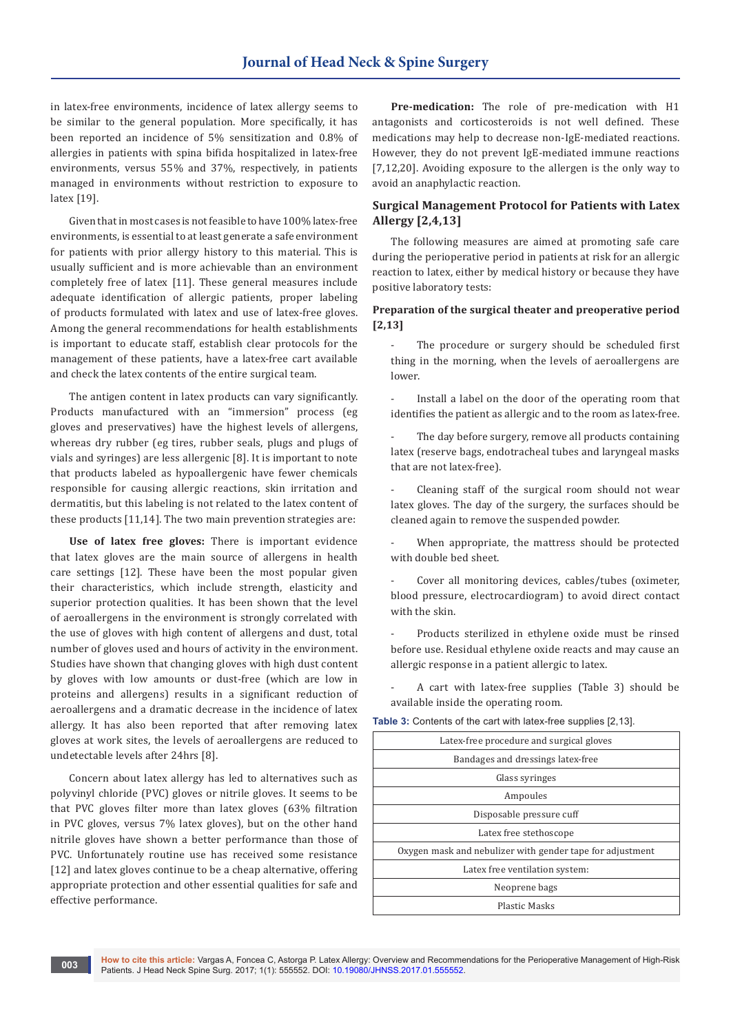in latex-free environments, incidence of latex allergy seems to be similar to the general population. More specifically, it has been reported an incidence of 5% sensitization and 0.8% of allergies in patients with spina bifida hospitalized in latex-free environments, versus 55% and 37%, respectively, in patients managed in environments without restriction to exposure to latex [19].

Given that in most cases is not feasible to have 100% latex-free environments, is essential to at least generate a safe environment for patients with prior allergy history to this material. This is usually sufficient and is more achievable than an environment completely free of latex [11]. These general measures include adequate identification of allergic patients, proper labeling of products formulated with latex and use of latex-free gloves. Among the general recommendations for health establishments is important to educate staff, establish clear protocols for the management of these patients, have a latex-free cart available and check the latex contents of the entire surgical team.

The antigen content in latex products can vary significantly. Products manufactured with an "immersion" process (eg gloves and preservatives) have the highest levels of allergens, whereas dry rubber (eg tires, rubber seals, plugs and plugs of vials and syringes) are less allergenic [8]. It is important to note that products labeled as hypoallergenic have fewer chemicals responsible for causing allergic reactions, skin irritation and dermatitis, but this labeling is not related to the latex content of these products [11,14]. The two main prevention strategies are:

**Use of latex free gloves:** There is important evidence that latex gloves are the main source of allergens in health care settings [12]. These have been the most popular given their characteristics, which include strength, elasticity and superior protection qualities. It has been shown that the level of aeroallergens in the environment is strongly correlated with the use of gloves with high content of allergens and dust, total number of gloves used and hours of activity in the environment. Studies have shown that changing gloves with high dust content by gloves with low amounts or dust-free (which are low in proteins and allergens) results in a significant reduction of aeroallergens and a dramatic decrease in the incidence of latex allergy. It has also been reported that after removing latex gloves at work sites, the levels of aeroallergens are reduced to undetectable levels after 24hrs [8].

Concern about latex allergy has led to alternatives such as polyvinyl chloride (PVC) gloves or nitrile gloves. It seems to be that PVC gloves filter more than latex gloves (63% filtration in PVC gloves, versus 7% latex gloves), but on the other hand nitrile gloves have shown a better performance than those of PVC. Unfortunately routine use has received some resistance [12] and latex gloves continue to be a cheap alternative, offering appropriate protection and other essential qualities for safe and effective performance.

**Pre-medication:** The role of pre-medication with H1 antagonists and corticosteroids is not well defined. These medications may help to decrease non-IgE-mediated reactions. However, they do not prevent IgE-mediated immune reactions [7,12,20]. Avoiding exposure to the allergen is the only way to avoid an anaphylactic reaction.

## Surgical Management Protocol for Patients with Latex Allergy [2,4,13]

The following measures are aimed at promoting safe care during the perioperative period in patients at risk for an allergic reaction to latex, either by medical history or because they have positive laboratory tests:

### Preparation of the surgical theater and preoperative period [2,13]

- The procedure or surgery should be scheduled first thing in the morning, when the levels of aeroallergens are lower.
- Install a label on the door of the operating room that identifies the patient as allergic and to the room as latex-free.
- The day before surgery, remove all products containing latex (reserve bags, endotracheal tubes and laryngeal masks that are not latex-free).
- Cleaning staff of the surgical room should not wear latex gloves. The day of the surgery, the surfaces should be cleaned again to remove the suspended powder.
- When appropriate, the mattress should be protected with double bed sheet.
- Cover all monitoring devices, cables/tubes (oximeter, blood pressure, electrocardiogram) to avoid direct contact with the skin.
- Products sterilized in ethylene oxide must be rinsed before use. Residual ethylene oxide reacts and may cause an allergic response in a patient allergic to latex.
- A cart with latex-free supplies (Table 3) should be available inside the operating room.

**Table 3:** Contents of the cart with latex-free supplies [2,13].

| |
|---|
| Latex-free procedure and surgical gloves |
| Bandages and dressings latex-free |
| Glass syringes |
| Ampoules |
| Disposable pressure cuff |
| Latex free stethoscope |
| Oxygen mask and nebulizer with gender tape for adjustment |
| Latex free ventilation system: |
| Neoprene bags |
| Plastic Masks |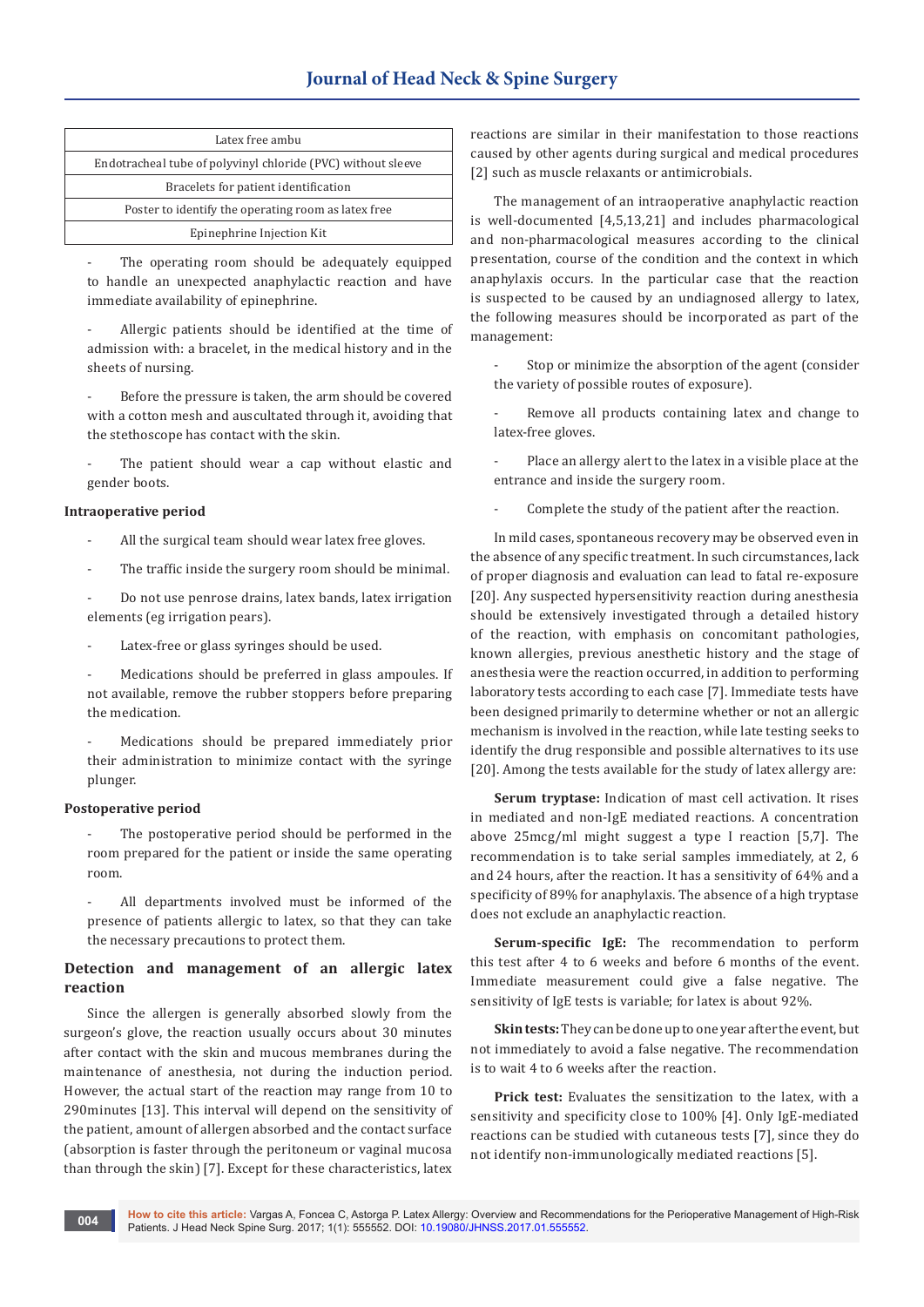| Latex free ambu |
|---|
| Endotracheal tube of polyvinyl chloride (PVC) without sleeve |
| Bracelets for patient identification |
| Poster to identify the operating room as latex free |
| Epinephrine Injection Kit |

- The operating room should be adequately equipped to handle an unexpected anaphylactic reaction and have immediate availability of epinephrine.
- Allergic patients should be identified at the time of admission with: a bracelet, in the medical history and in the sheets of nursing.
- Before the pressure is taken, the arm should be covered with a cotton mesh and auscultated through it, avoiding that the stethoscope has contact with the skin.
- The patient should wear a cap without elastic and gender boots.

**Intraoperative period**

- All the surgical team should wear latex free gloves.
- The traffic inside the surgery room should be minimal.
- Do not use penrose drains, latex bands, latex irrigation elements (eg irrigation pears).
- Latex-free or glass syringes should be used.
- Medications should be preferred in glass ampoules. If not available, remove the rubber stoppers before preparing the medication.
- Medications should be prepared immediately prior their administration to minimize contact with the syringe plunger.

**Postoperative period**

- The postoperative period should be performed in the room prepared for the patient or inside the same operating room.
- All departments involved must be informed of the presence of patients allergic to latex, so that they can take the necessary precautions to protect them.

## Detection and management of an allergic latex reaction

Since the allergen is generally absorbed slowly from the surgeon's glove, the reaction usually occurs about 30 minutes after contact with the skin and mucous membranes during the maintenance of anesthesia, not during the induction period. However, the actual start of the reaction may range from 10 to 290minutes [13]. This interval will depend on the sensitivity of the patient, amount of allergen absorbed and the contact surface (absorption is faster through the peritoneum or vaginal mucosa than through the skin) [7]. Except for these characteristics, latex reactions are similar in their manifestation to those reactions caused by other agents during surgical and medical procedures [2] such as muscle relaxants or antimicrobials.

The management of an intraoperative anaphylactic reaction is well-documented [4,5,13,21] and includes pharmacological and non-pharmacological measures according to the clinical presentation, course of the condition and the context in which anaphylaxis occurs. In the particular case that the reaction is suspected to be caused by an undiagnosed allergy to latex, the following measures should be incorporated as part of the management:

- Stop or minimize the absorption of the agent (consider the variety of possible routes of exposure).
- Remove all products containing latex and change to latex-free gloves.
- Place an allergy alert to the latex in a visible place at the entrance and inside the surgery room.
- Complete the study of the patient after the reaction.

In mild cases, spontaneous recovery may be observed even in the absence of any specific treatment. In such circumstances, lack of proper diagnosis and evaluation can lead to fatal re-exposure [20]. Any suspected hypersensitivity reaction during anesthesia should be extensively investigated through a detailed history of the reaction, with emphasis on concomitant pathologies, known allergies, previous anesthetic history and the stage of anesthesia were the reaction occurred, in addition to performing laboratory tests according to each case [7]. Immediate tests have been designed primarily to determine whether or not an allergic mechanism is involved in the reaction, while late testing seeks to identify the drug responsible and possible alternatives to its use [20]. Among the tests available for the study of latex allergy are:

**Serum tryptase:** Indication of mast cell activation. It rises in mediated and non-IgE mediated reactions. A concentration above 25mcg/ml might suggest a type I reaction [5,7]. The recommendation is to take serial samples immediately, at 2, 6 and 24 hours, after the reaction. It has a sensitivity of 64% and a specificity of 89% for anaphylaxis. The absence of a high tryptase does not exclude an anaphylactic reaction.

**Serum-specific IgE:** The recommendation to perform this test after 4 to 6 weeks and before 6 months of the event. Immediate measurement could give a false negative. The sensitivity of IgE tests is variable; for latex is about 92%.

**Skin tests:** They can be done up to one year after the event, but not immediately to avoid a false negative. The recommendation is to wait 4 to 6 weeks after the reaction.

**Prick test:** Evaluates the sensitization to the latex, with a sensitivity and specificity close to 100% [4]. Only IgE-mediated reactions can be studied with cutaneous tests [7], since they do not identify non-immunologically mediated reactions [5].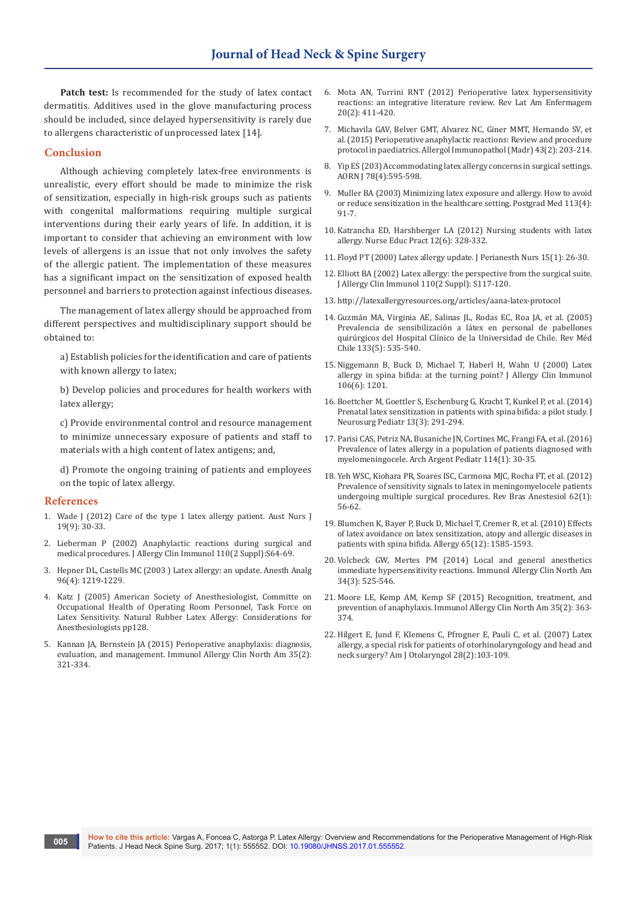**Patch test:** Is recommended for the study of latex contact dermatitis. Additives used in the glove manufacturing process should be included, since delayed hypersensitivity is rarely due to allergens characteristic of unprocessed latex [14].

## Conclusion

Although achieving completely latex-free environments is unrealistic, every effort should be made to minimize the risk of sensitization, especially in high-risk groups such as patients with congenital malformations requiring multiple surgical interventions during their early years of life. In addition, it is important to consider that achieving an environment with low levels of allergens is an issue that not only involves the safety of the allergic patient. The implementation of these measures has a significant impact on the sensitization of exposed health personnel and barriers to protection against infectious diseases.

The management of latex allergy should be approached from different perspectives and multidisciplinary support should be obtained to:

a) Establish policies for the identification and care of patients with known allergy to latex;

b) Develop policies and procedures for health workers with latex allergy;

c) Provide environmental control and resource management to minimize unnecessary exposure of patients and staff to materials with a high content of latex antigens; and,

d) Promote the ongoing training of patients and employees on the topic of latex allergy.

## References

1. Wade J (2012) Care of the type 1 latex allergy patient. Aust Nurs J 19(9): 30-33.
2. Lieberman P (2002) Anaphylactic reactions during surgical and medical procedures. J Allergy Clin Immunol 110(2 Suppl):S64-69.
3. Hepner DL, Castells MC (2003 ) Latex allergy: an update. Anesth Analg 96(4): 1219-1229.
4. Katz J (2005) American Society of Anesthesiologist, Committe on Occupational Health of Operating Room Personnel, Task Force on Latex Sensitivity. Natural Rubber Latex Allergy: Considerations for Anesthesiologists pp128.
5. Kannan JA, Bernstein JA (2015) Perioperative anaphylaxis: diagnosis, evaluation, and management. Immunol Allergy Clin North Am 35(2): 321-334.
6. Mota AN, Turrini RNT (2012) Perioperative latex hypersensitivity reactions: an integrative literature review. Rev Lat Am Enfermagem 20(2): 411-420.
7. Michavila GAV, Belver GMT, Alvarez NC, Giner MMT, Hernando SV, et al. (2015) Perioperative anaphylactic reactions: Review and procedure protocol in paediatrics. Allergol Immunopathol (Madr) 43(2): 203-214.
8. Yip ES (203) Accommodating latex allergy concerns in surgical settings. AORN J 78(4):595-598.
9. Muller BA (2003) Minimizing latex exposure and allergy. How to avoid or reduce sensitization in the healthcare setting. Postgrad Med 113(4): 91-7.
10. Katrancha ED, Harshberger LA (2012) Nursing students with latex allergy. Nurse Educ Pract 12(6): 328-332.
11. Floyd PT (2000) Latex allergy update. J Perianesth Nurs 15(1): 26-30.
12. Elliott BA (2002) Latex allergy: the perspective from the surgical suite. J Allergy Clin Immunol 110(2 Suppl): S117-120.
13. http://latexallergyresources.org/articles/aana-latex-protocol
14. Guzmán MA, Virginia AE, Salinas JL, Rodas EC, Roa JA, et al. (2005) Prevalencia de sensibilización a látex en personal de pabellones quirúrgicos del Hospital Clínico de la Universidad de Chile. Rev Méd Chile 133(5): 535-540.
15. Niggemann B, Buck D, Michael T, Haberl H, Wahn U (2000) Latex allergy in spina bifida: at the turning point? J Allergy Clin Immunol 106(6): 1201.
16. Boettcher M, Goettler S, Eschenburg G, Kracht T, Kunkel P, et al. (2014) Prenatal latex sensitization in patients with spina bifida: a pilot study. J Neurosurg Pediatr 13(3): 291-294.
17. Parisi CAS, Petriz NA, Busaniche JN, Cortines MC, Frangi FA, et al. (2016) Prevalence of latex allergy in a population of patients diagnosed with myelomeningocele. Arch Argent Pediatr 114(1): 30-35.
18. Yeh WSC, Kiohara PR, Soares ISC, Carmona MJC, Rocha FT, et al. (2012) Prevalence of sensitivity signals to latex in meningomyelocele patients undergoing multiple surgical procedures. Rev Bras Anestesiol 62(1): 56-62.
19. Blumchen K, Bayer P, Buck D, Michael T, Cremer R, et al. (2010) Effects of latex avoidance on latex sensitization, atopy and allergic diseases in patients with spina bifida. Allergy 65(12): 1585-1593.
20. Volcheck GW, Mertes PM (2014) Local and general anesthetics immediate hypersensitivity reactions. Immunol Allergy Clin North Am 34(3): 525-546.
21. Moore LE, Kemp AM, Kemp SF (2015) Recognition, treatment, and prevention of anaphylaxis. Immunol Allergy Clin North Am 35(2): 363-374.
22. Hilgert E, Jund F, Klemens C, Pfrogner E, Pauli C, et al. (2007) Latex allergy, a special risk for patients of otorhinolaryngology and head and neck surgery? Am J Otolaryngol 28(2):103-109.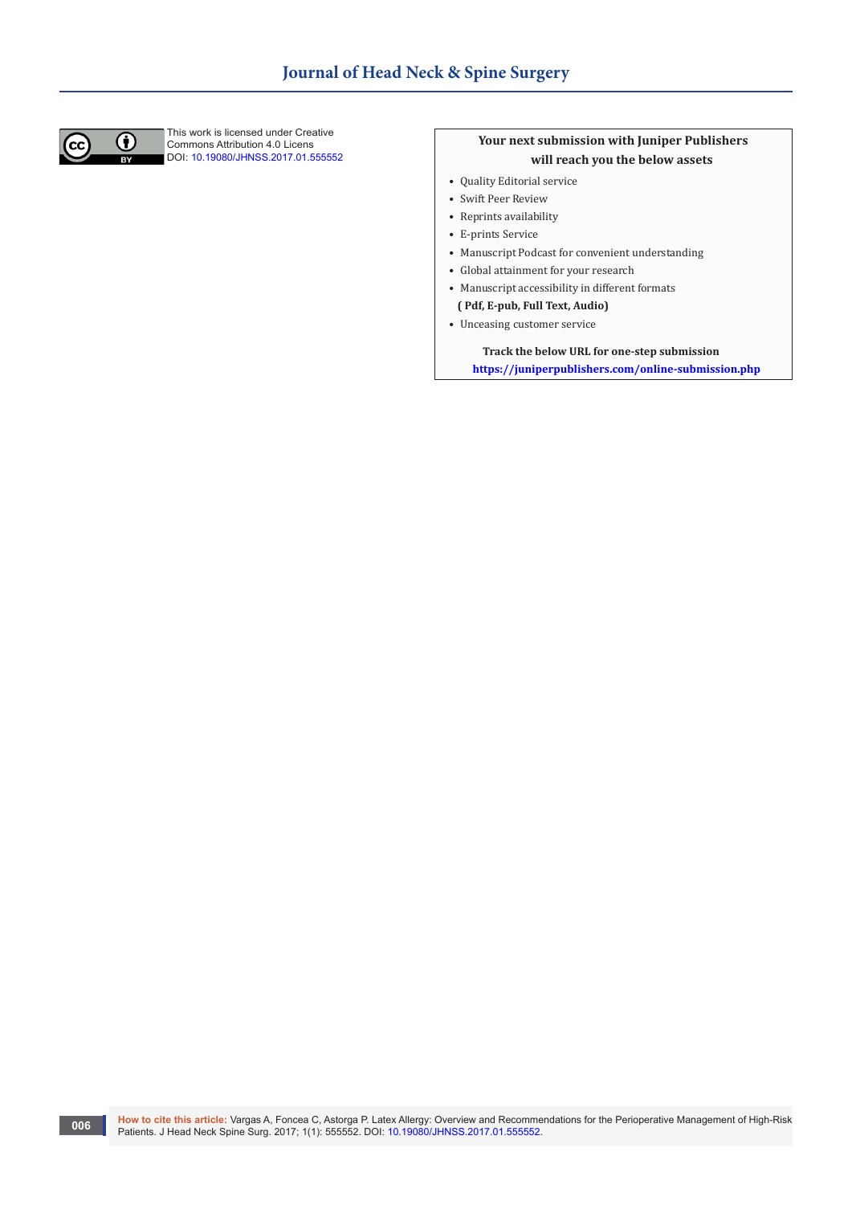This work is licensed under Creative Commons Attribution 4.0 Licens
DOI: 10.19080/JHNSS.2017.01.555552

**Your next submission with Juniper Publishers will reach you the below assets**

- Quality Editorial service
- Swift Peer Review
- Reprints availability
- E-prints Service
- Manuscript Podcast for convenient understanding
- Global attainment for your research
- Manuscript accessibility in different formats

**( Pdf, E-pub, Full Text, Audio)**

- Unceasing customer service

**Track the below URL for one-step submission**
**https://juniperpublishers.com/online-submission.php**

**How to cite this article:** Vargas A, Foncea C, Astorga P. Latex Allergy: Overview and Recommendations for the Perioperative Management of High-Risk Patients. J Head Neck Spine Surg. 2017; 1(1): 555552. DOI: 10.19080/JHNSS.2017.01.555552.